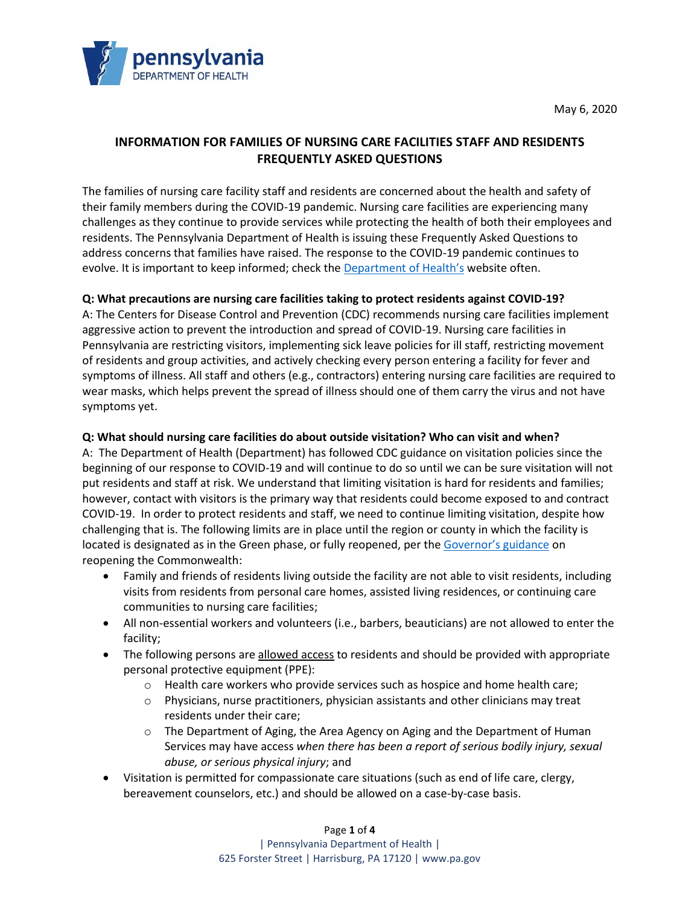May 6, 2020

## INFORMATION FOR FAMILIES OF NURSING CARE FACILITIES STAFF AND RESIDENTS FREQUENTLY ASKED QUESTIONS

The families of nursing care facility staff and residents are concerned about the health and safety of their family members during the COVID-19 pandemic. Nursing care facilities are experiencing many challenges as they continue to provide services while protecting the health of both their employees and residents. The Pennsylvania Department of Health is issuing these Frequently Asked Questions to address concerns that families have raised. The response to the COVID-19 pandemic continues to evolve. It is important to keep informed; check the Department of Health's website often.

**Q: What precautions are nursing care facilities taking to protect residents against COVID-19?**

A: The Centers for Disease Control and Prevention (CDC) recommends nursing care facilities implement aggressive action to prevent the introduction and spread of COVID-19. Nursing care facilities in Pennsylvania are restricting visitors, implementing sick leave policies for ill staff, restricting movement of residents and group activities, and actively checking every person entering a facility for fever and symptoms of illness. All staff and others (e.g., contractors) entering nursing care facilities are required to wear masks, which helps prevent the spread of illness should one of them carry the virus and not have symptoms yet.

**Q: What should nursing care facilities do about outside visitation? Who can visit and when?**

A: The Department of Health (Department) has followed CDC guidance on visitation policies since the beginning of our response to COVID-19 and will continue to do so until we can be sure visitation will not put residents and staff at risk. We understand that limiting visitation is hard for residents and families; however, contact with visitors is the primary way that residents could become exposed to and contract COVID-19. In order to protect residents and staff, we need to continue limiting visitation, despite how challenging that is. The following limits are in place until the region or county in which the facility is located is designated as in the Green phase, or fully reopened, per the Governor's guidance on reopening the Commonwealth:

- Family and friends of residents living outside the facility are not able to visit residents, including visits from residents from personal care homes, assisted living residences, or continuing care communities to nursing care facilities;
- All non-essential workers and volunteers (i.e., barbers, beauticians) are not allowed to enter the facility;
- The following persons are allowed access to residents and should be provided with appropriate personal protective equipment (PPE):
  - Health care workers who provide services such as hospice and home health care;
  - Physicians, nurse practitioners, physician assistants and other clinicians may treat residents under their care;
  - The Department of Aging, the Area Agency on Aging and the Department of Human Services may have access *when there has been a report of serious bodily injury, sexual abuse, or serious physical injury*; and
- Visitation is permitted for compassionate care situations (such as end of life care, clergy, bereavement counselors, etc.) and should be allowed on a case-by-case basis.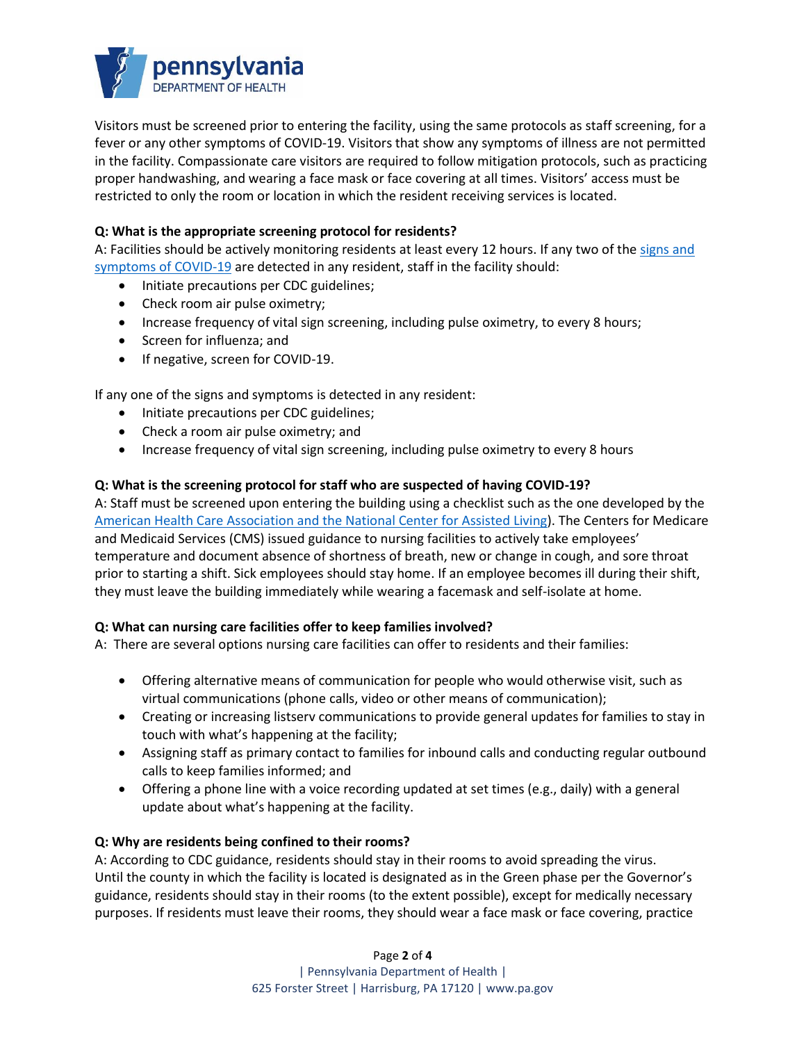Visitors must be screened prior to entering the facility, using the same protocols as staff screening, for a fever or any other symptoms of COVID-19. Visitors that show any symptoms of illness are not permitted in the facility. Compassionate care visitors are required to follow mitigation protocols, such as practicing proper handwashing, and wearing a face mask or face covering at all times. Visitors' access must be restricted to only the room or location in which the resident receiving services is located.

**Q: What is the appropriate screening protocol for residents?**
A: Facilities should be actively monitoring residents at least every 12 hours. If any two of the signs and symptoms of COVID-19 are detected in any resident, staff in the facility should:

- Initiate precautions per CDC guidelines;
- Check room air pulse oximetry;
- Increase frequency of vital sign screening, including pulse oximetry, to every 8 hours;
- Screen for influenza; and
- If negative, screen for COVID-19.

If any one of the signs and symptoms is detected in any resident:

- Initiate precautions per CDC guidelines;
- Check a room air pulse oximetry; and
- Increase frequency of vital sign screening, including pulse oximetry to every 8 hours

**Q: What is the screening protocol for staff who are suspected of having COVID-19?**
A: Staff must be screened upon entering the building using a checklist such as the one developed by the American Health Care Association and the National Center for Assisted Living). The Centers for Medicare and Medicaid Services (CMS) issued guidance to nursing facilities to actively take employees' temperature and document absence of shortness of breath, new or change in cough, and sore throat prior to starting a shift. Sick employees should stay home. If an employee becomes ill during their shift, they must leave the building immediately while wearing a facemask and self-isolate at home.

**Q: What can nursing care facilities offer to keep families involved?**
A: There are several options nursing care facilities can offer to residents and their families:

- Offering alternative means of communication for people who would otherwise visit, such as virtual communications (phone calls, video or other means of communication);
- Creating or increasing listserv communications to provide general updates for families to stay in touch with what's happening at the facility;
- Assigning staff as primary contact to families for inbound calls and conducting regular outbound calls to keep families informed; and
- Offering a phone line with a voice recording updated at set times (e.g., daily) with a general update about what's happening at the facility.

**Q: Why are residents being confined to their rooms?**
A: According to CDC guidance, residents should stay in their rooms to avoid spreading the virus. Until the county in which the facility is located is designated as in the Green phase per the Governor's guidance, residents should stay in their rooms (to the extent possible), except for medically necessary purposes. If residents must leave their rooms, they should wear a face mask or face covering, practice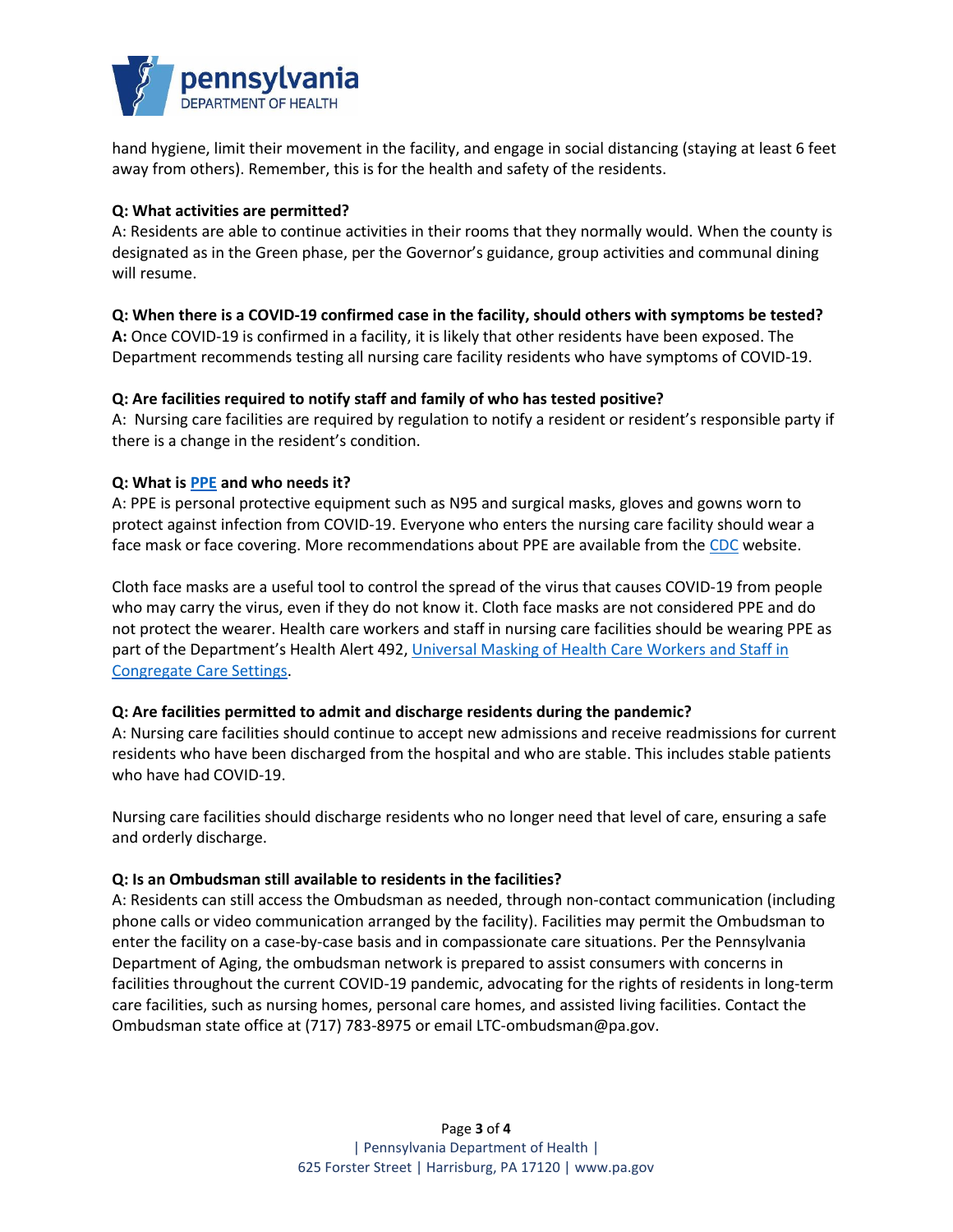hand hygiene, limit their movement in the facility, and engage in social distancing (staying at least 6 feet away from others). Remember, this is for the health and safety of the residents.

**Q: What activities are permitted?**
A: Residents are able to continue activities in their rooms that they normally would. When the county is designated as in the Green phase, per the Governor's guidance, group activities and communal dining will resume.

**Q: When there is a COVID-19 confirmed case in the facility, should others with symptoms be tested?**
**A:** Once COVID-19 is confirmed in a facility, it is likely that other residents have been exposed. The Department recommends testing all nursing care facility residents who have symptoms of COVID-19.

**Q: Are facilities required to notify staff and family of who has tested positive?**
A: Nursing care facilities are required by regulation to notify a resident or resident's responsible party if there is a change in the resident's condition.

**Q: What is PPE and who needs it?**
A: PPE is personal protective equipment such as N95 and surgical masks, gloves and gowns worn to protect against infection from COVID-19. Everyone who enters the nursing care facility should wear a face mask or face covering. More recommendations about PPE are available from the CDC website.

Cloth face masks are a useful tool to control the spread of the virus that causes COVID-19 from people who may carry the virus, even if they do not know it. Cloth face masks are not considered PPE and do not protect the wearer. Health care workers and staff in nursing care facilities should be wearing PPE as part of the Department's Health Alert 492, Universal Masking of Health Care Workers and Staff in Congregate Care Settings.

**Q: Are facilities permitted to admit and discharge residents during the pandemic?**
A: Nursing care facilities should continue to accept new admissions and receive readmissions for current residents who have been discharged from the hospital and who are stable. This includes stable patients who have had COVID-19.

Nursing care facilities should discharge residents who no longer need that level of care, ensuring a safe and orderly discharge.

**Q: Is an Ombudsman still available to residents in the facilities?**
A: Residents can still access the Ombudsman as needed, through non-contact communication (including phone calls or video communication arranged by the facility). Facilities may permit the Ombudsman to enter the facility on a case-by-case basis and in compassionate care situations. Per the Pennsylvania Department of Aging, the ombudsman network is prepared to assist consumers with concerns in facilities throughout the current COVID-19 pandemic, advocating for the rights of residents in long-term care facilities, such as nursing homes, personal care homes, and assisted living facilities. Contact the Ombudsman state office at (717) 783-8975 or email LTC-ombudsman@pa.gov.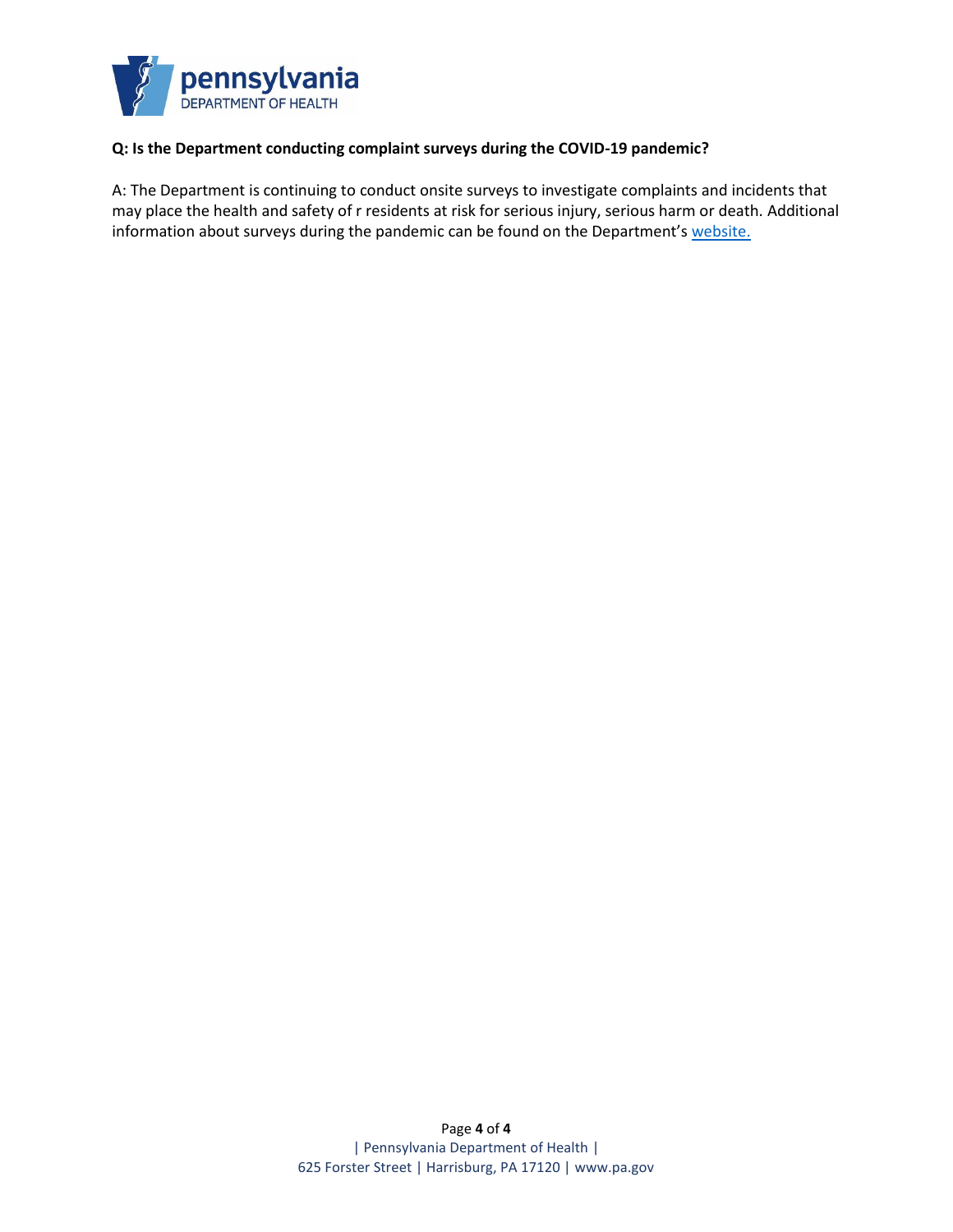**Q: Is the Department conducting complaint surveys during the COVID-19 pandemic?**

A: The Department is continuing to conduct onsite surveys to investigate complaints and incidents that may place the health and safety of r residents at risk for serious injury, serious harm or death. Additional information about surveys during the pandemic can be found on the Department's website.